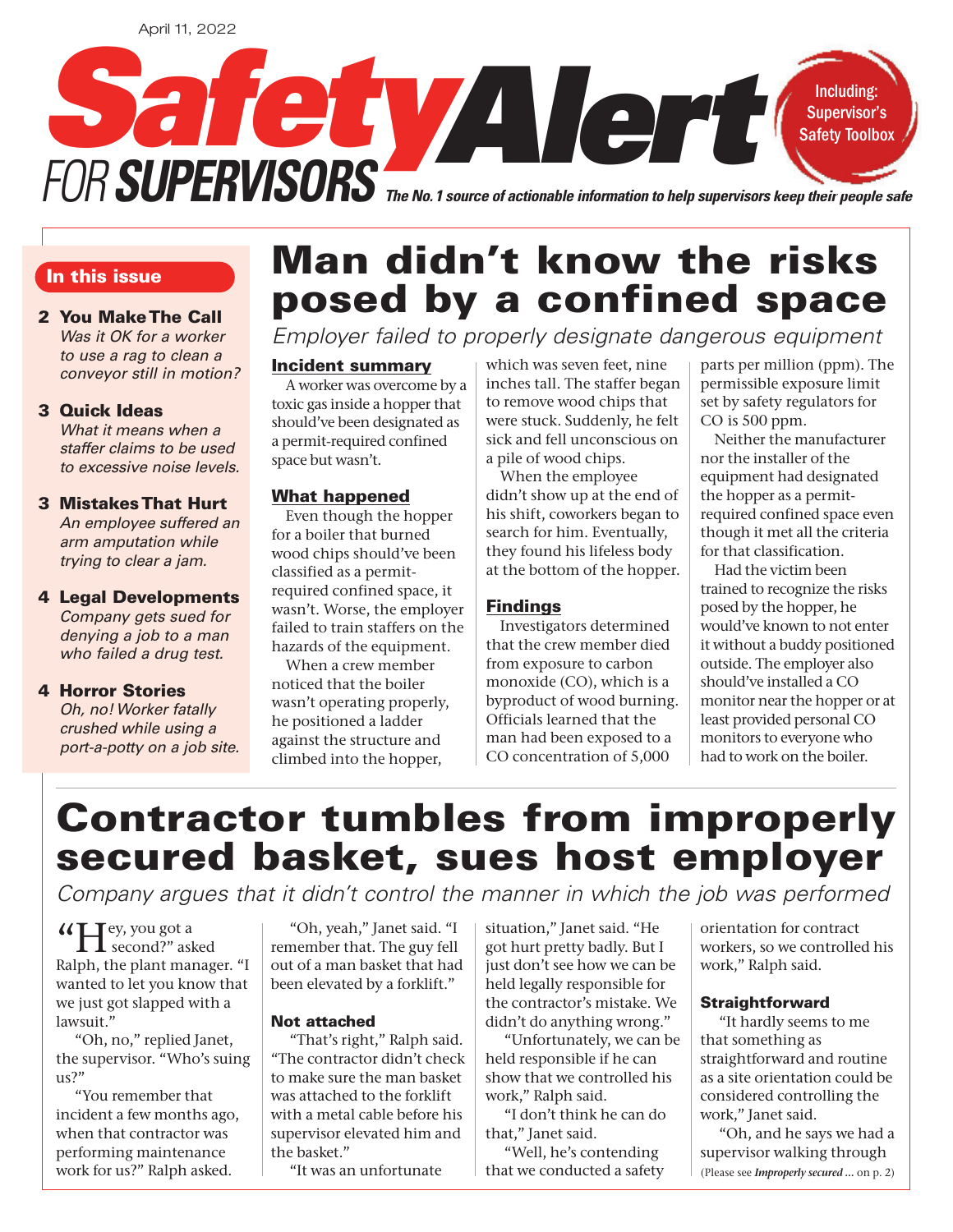April 11, 2022

# Safety Alert FOR SUPERVISORS

Including: Supervisor's Safety Toolbox

*The No. 1 source of actionable information to help supervisors keep their people safe*

**In this issue**

**2 You Make The Call**
*Was it OK for a worker to use a rag to clean a conveyor still in motion?*

**3 Quick Ideas**
*What it means when a staffer claims to be used to excessive noise levels.*

**3 Mistakes That Hurt**
*An employee suffered an arm amputation while trying to clear a jam.*

**4 Legal Developments**
*Company gets sued for denying a job to a man who failed a drug test.*

**4 Horror Stories**
*Oh, no! Worker fatally crushed while using a port-a-potty on a job site.*

## Man didn't know the risks posed by a confined space

*Employer failed to properly designate dangerous equipment*

### Incident summary

A worker was overcome by a toxic gas inside a hopper that should've been designated as a permit-required confined space but wasn't.

### What happened

Even though the hopper for a boiler that burned wood chips should've been classified as a permit-required confined space, it wasn't. Worse, the employer failed to train staffers on the hazards of the equipment.

When a crew member noticed that the boiler wasn't operating properly, he positioned a ladder against the structure and climbed into the hopper, which was seven feet, nine inches tall. The staffer began to remove wood chips that were stuck. Suddenly, he felt sick and fell unconscious on a pile of wood chips.

When the employee didn't show up at the end of his shift, coworkers began to search for him. Eventually, they found his lifeless body at the bottom of the hopper.

### Findings

Investigators determined that the crew member died from exposure to carbon monoxide (CO), which is a byproduct of wood burning. Officials learned that the man had been exposed to a CO concentration of 5,000 parts per million (ppm). The permissible exposure limit set by safety regulators for CO is 500 ppm.

Neither the manufacturer nor the installer of the equipment had designated the hopper as a permit-required confined space even though it met all the criteria for that classification.

Had the victim been trained to recognize the risks posed by the hopper, he would've known to not enter it without a buddy positioned outside. The employer also should've installed a CO monitor near the hopper or at least provided personal CO monitors to everyone who had to work on the boiler.

## Contractor tumbles from improperly secured basket, sues host employer

*Company argues that it didn't control the manner in which the job was performed*

"Hey, you got a second?" asked Ralph, the plant manager. "I wanted to let you know that we just got slapped with a lawsuit."

"Oh, no," replied Janet, the supervisor. "Who's suing us?"

"You remember that incident a few months ago, when that contractor was performing maintenance work for us?" Ralph asked.

"Oh, yeah," Janet said. "I remember that. The guy fell out of a man basket that had been elevated by a forklift."

### Not attached

"That's right," Ralph said. "The contractor didn't check to make sure the man basket was attached to the forklift with a metal cable before his supervisor elevated him and the basket."

"It was an unfortunate situation," Janet said. "He got hurt pretty badly. But I just don't see how we can be held legally responsible for the contractor's mistake. We didn't do anything wrong."

"Unfortunately, we can be held responsible if he can show that we controlled his work," Ralph said.

"I don't think he can do that," Janet said.

"Well, he's contending that we conducted a safety orientation for contract workers, so we controlled his work," Ralph said.

### Straightforward

"It hardly seems to me that something as straightforward and routine as a site orientation could be considered controlling the work," Janet said.

"Oh, and he says we had a supervisor walking through

(Please see *Improperly secured ...* on p. 2)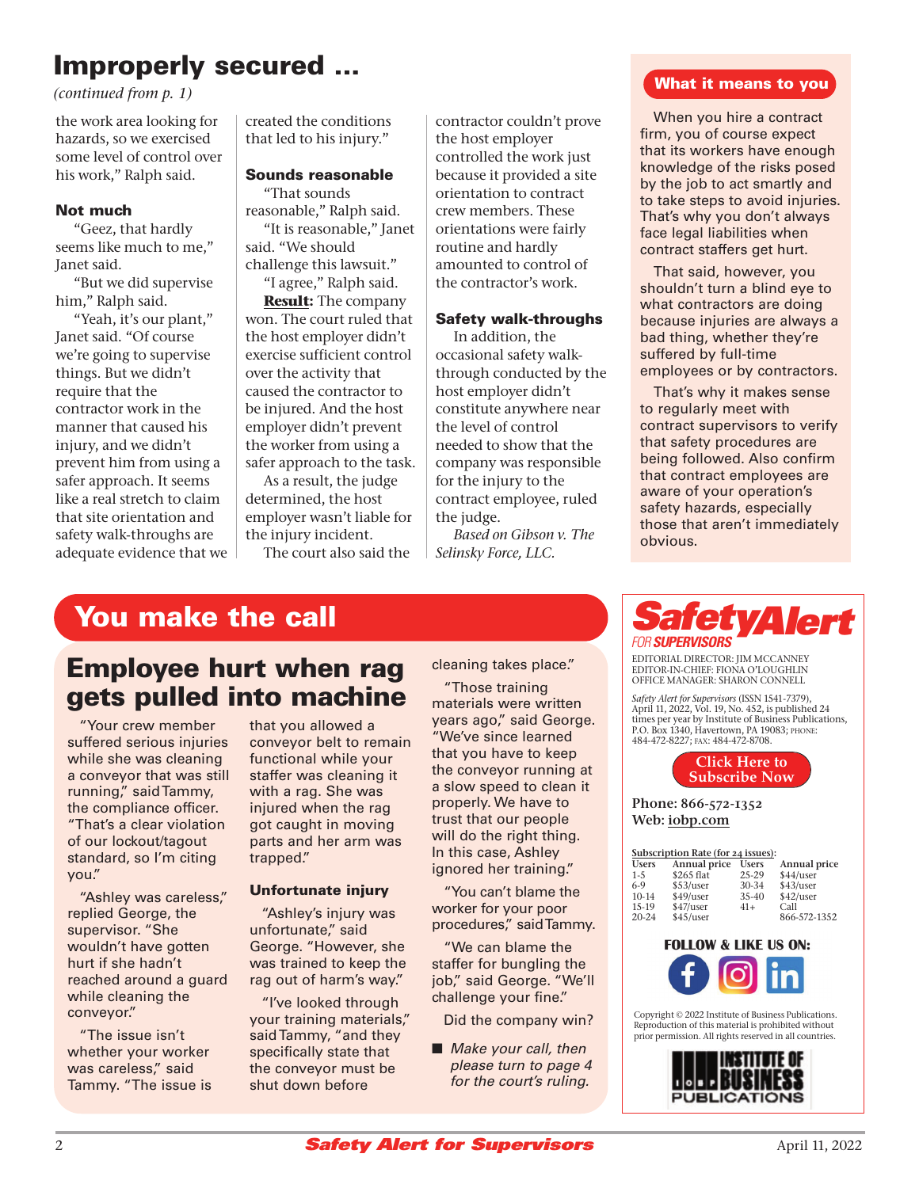## Improperly secured ...

*(continued from p. 1)*

the work area looking for hazards, so we exercised some level of control over his work," Ralph said.

### Not much

"Geez, that hardly seems like much to me," Janet said.

"But we did supervise him," Ralph said.

"Yeah, it's our plant," Janet said. "Of course we're going to supervise things. But we didn't require that the contractor work in the manner that caused his injury, and we didn't prevent him from using a safer approach. It seems like a real stretch to claim that site orientation and safety walk-throughs are adequate evidence that we created the conditions that led to his injury."

### Sounds reasonable

"That sounds reasonable," Ralph said.

"It is reasonable," Janet said. "We should challenge this lawsuit."

"I agree," Ralph said.

**Result:** The company won. The court ruled that the host employer didn't exercise sufficient control over the activity that caused the contractor to be injured. And the host employer didn't prevent the worker from using a safer approach to the task.

As a result, the judge determined, the host employer wasn't liable for the injury incident.

The court also said the contractor couldn't prove the host employer controlled the work just because it provided a site orientation to contract crew members. These orientations were fairly routine and hardly amounted to control of the contractor's work.

### Safety walk-throughs

In addition, the occasional safety walk-through conducted by the host employer didn't constitute anywhere near the level of control needed to show that the company was responsible for the injury to the contract employee, ruled the judge.

*Based on Gibson v. The Selinsky Force, LLC.*

### What it means to you

When you hire a contract firm, you of course expect that its workers have enough knowledge of the risks posed by the job to act smartly and to take steps to avoid injuries. That's why you don't always face legal liabilities when contract staffers get hurt.

That said, however, you shouldn't turn a blind eye to what contractors are doing because injuries are always a bad thing, whether they're suffered by full-time employees or by contractors.

That's why it makes sense to regularly meet with contract supervisors to verify that safety procedures are being followed. Also confirm that contract employees are aware of your operation's safety hazards, especially those that aren't immediately obvious.

## You make the call

### Employee hurt when rag gets pulled into machine

"Your crew member suffered serious injuries while she was cleaning a conveyor that was still running," said Tammy, the compliance officer. "That's a clear violation of our lockout/tagout standard, so I'm citing you."

"Ashley was careless," replied George, the supervisor. "She wouldn't have gotten hurt if she hadn't reached around a guard while cleaning the conveyor."

"The issue isn't whether your worker was careless," said Tammy. "The issue is that you allowed a conveyor belt to remain functional while your staffer was cleaning it with a rag. She was injured when the rag got caught in moving parts and her arm was trapped."

#### Unfortunate injury

"Ashley's injury was unfortunate," said George. "However, she was trained to keep the rag out of harm's way."

"I've looked through your training materials," said Tammy, "and they specifically state that the conveyor must be shut down before cleaning takes place."

"Those training materials were written years ago," said George. "We've since learned that you have to keep the conveyor running at a slow speed to clean it properly. We have to trust that our people will do the right thing. In this case, Ashley ignored her training."

"You can't blame the worker for your poor procedures," said Tammy.

"We can blame the staffer for bungling the job," said George. "We'll challenge your fine."

Did the company win?

- *Make your call, then please turn to page 4 for the court's ruling.*

**SafetyAlert** *FOR SUPERVISORS*

EDITORIAL DIRECTOR: JIM MCCANNEY
EDITOR-IN-CHIEF: FIONA O'LOUGHLIN
OFFICE MANAGER: SHARON CONNELL

*Safety Alert for Supervisors* (ISSN 1541-7379), April 11, 2022, Vol. 19, No. 452, is published 24 times per year by Institute of Business Publications, P.O. Box 1340, Havertown, PA 19083; PHONE: 484-472-8227; FAX: 484-472-8708.

Click Here to Subscribe Now

**Phone:** 866-572-1352
**Web:** iobp.com

**Subscription Rate (for 24 issues):**

| Users | Annual price | Users | Annual price |
|---|---|---|---|
| 1-5 | $265 flat | 25-29 | $44/user |
| 6-9 | $53/user | 30-34 | $43/user |
| 10-14 | $49/user | 35-40 | $42/user |
| 15-19 | $47/user | 41+ | Call 866-572-1352 |
| 20-24 | $45/user | | |

**FOLLOW & LIKE US ON:**

Copyright © 2022 Institute of Business Publications. Reproduction of this material is prohibited without prior permission. All rights reserved in all countries.

INSTITUTE OF BUSINESS PUBLICATIONS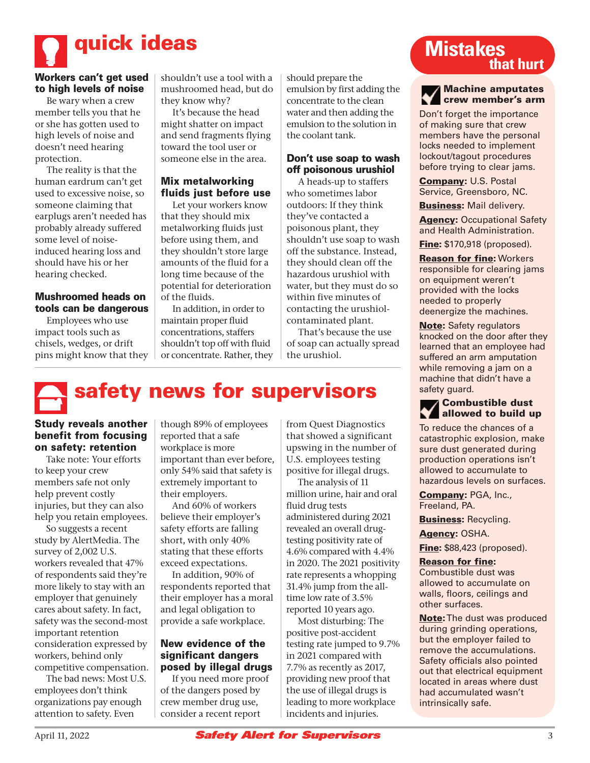# quick ideas

### Workers can't get used to high levels of noise

Be wary when a crew member tells you that he or she has gotten used to high levels of noise and doesn't need hearing protection.

The reality is that the human eardrum can't get used to excessive noise, so someone claiming that earplugs aren't needed has probably already suffered some level of noise-induced hearing loss and should have his or her hearing checked.

### Mushroomed heads on tools can be dangerous

Employees who use impact tools such as chisels, wedges, or drift pins might know that they shouldn't use a tool with a mushroomed head, but do they know why?

It's because the head might shatter on impact and send fragments flying toward the tool user or someone else in the area.

### Mix metalworking fluids just before use

Let your workers know that they should mix metalworking fluids just before using them, and they shouldn't store large amounts of the fluid for a long time because of the potential for deterioration of the fluids.

In addition, in order to maintain proper fluid concentrations, staffers shouldn't top off with fluid or concentrate. Rather, they should prepare the emulsion by first adding the concentrate to the clean water and then adding the emulsion to the solution in the coolant tank.

### Don't use soap to wash off poisonous urushiol

A heads-up to staffers who sometimes labor outdoors: If they think they've contacted a poisonous plant, they shouldn't use soap to wash off the substance. Instead, they should clean off the hazardous urushiol with water, but they must do so within five minutes of contacting the urushiol-contaminated plant.

That's because the use of soap can actually spread the urushiol.

# safety news for supervisors

### Study reveals another benefit from focusing on safety: retention

Take note: Your efforts to keep your crew members safe not only help prevent costly injuries, but they can also help you retain employees.

So suggests a recent study by AlertMedia. The survey of 2,002 U.S. workers revealed that 47% of respondents said they're more likely to stay with an employer that genuinely cares about safety. In fact, safety was the second-most important retention consideration expressed by workers, behind only competitive compensation.

The bad news: Most U.S. employees don't think organizations pay enough attention to safety. Even though 89% of employees reported that a safe workplace is more important than ever before, only 54% said that safety is extremely important to their employers.

And 60% of workers believe their employer's safety efforts are falling short, with only 40% stating that these efforts exceed expectations.

In addition, 90% of respondents reported that their employer has a moral and legal obligation to provide a safe workplace.

### New evidence of the significant dangers posed by illegal drugs

If you need more proof of the dangers posed by crew member drug use, consider a recent report from Quest Diagnostics that showed a significant upswing in the number of U.S. employees testing positive for illegal drugs.

The analysis of 11 million urine, hair and oral fluid drug tests administered during 2021 revealed an overall drug-testing positivity rate of 4.6% compared with 4.4% in 2020. The 2021 positivity rate represents a whopping 31.4% jump from the all-time low rate of 3.5% reported 10 years ago.

Most disturbing: The positive post-accident testing rate jumped to 9.7% in 2021 compared with 7.7% as recently as 2017, providing new proof that the use of illegal drugs is leading to more workplace incidents and injuries.

# Mistakes that hurt

### Machine amputates crew member's arm

Don't forget the importance of making sure that crew members have the personal locks needed to implement lockout/tagout procedures before trying to clear jams.

**Company:** U.S. Postal Service, Greensboro, NC.

**Business:** Mail delivery.

**Agency:** Occupational Safety and Health Administration.

**Fine:** $170,918 (proposed).

**Reason for fine:** Workers responsible for clearing jams on equipment weren't provided with the locks needed to properly deenergize the machines.

**Note:** Safety regulators knocked on the door after they learned that an employee had suffered an arm amputation while removing a jam on a machine that didn't have a safety guard.

### Combustible dust allowed to build up

To reduce the chances of a catastrophic explosion, make sure dust generated during production operations isn't allowed to accumulate to hazardous levels on surfaces.

**Company:** PGA, Inc., Freeland, PA.

**Business:** Recycling.

**Agency:** OSHA.

**Fine:** $88,423 (proposed).

**Reason for fine:** Combustible dust was allowed to accumulate on walls, floors, ceilings and other surfaces.

**Note:** The dust was produced during grinding operations, but the employer failed to remove the accumulations. Safety officials also pointed out that electrical equipment located in areas where dust had accumulated wasn't intrinsically safe.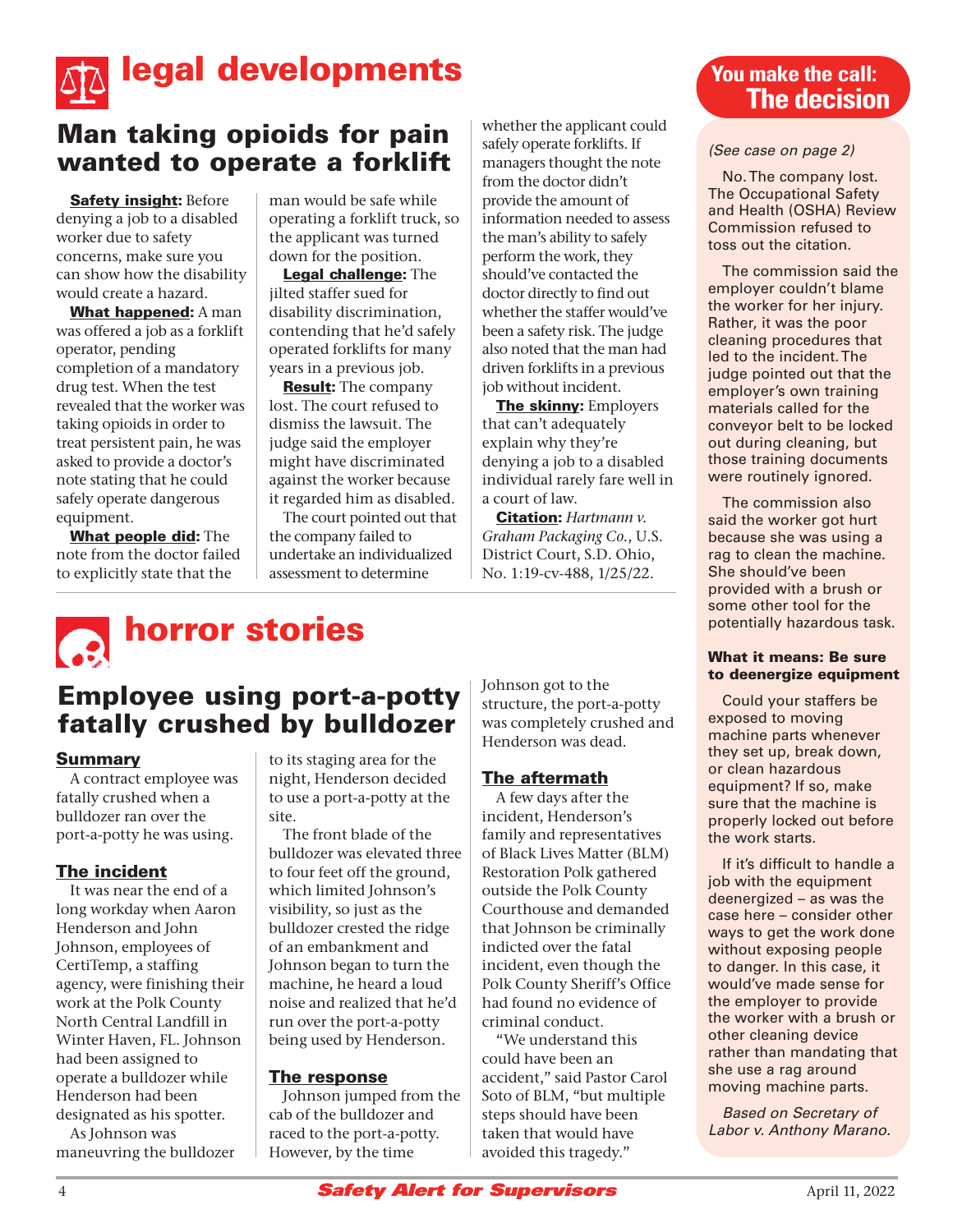# legal developments

## Man taking opioids for pain wanted to operate a forklift

**Safety insight:** Before denying a job to a disabled worker due to safety concerns, make sure you can show how the disability would create a hazard.

**What happened:** A man was offered a job as a forklift operator, pending completion of a mandatory drug test. When the test revealed that the worker was taking opioids in order to treat persistent pain, he was asked to provide a doctor's note stating that he could safely operate dangerous equipment.

**What people did:** The note from the doctor failed to explicitly state that the man would be safe while operating a forklift truck, so the applicant was turned down for the position.

**Legal challenge:** The jilted staffer sued for disability discrimination, contending that he'd safely operated forklifts for many years in a previous job.

**Result:** The company lost. The court refused to dismiss the lawsuit. The judge said the employer might have discriminated against the worker because it regarded him as disabled.

The court pointed out that the company failed to undertake an individualized assessment to determine whether the applicant could safely operate forklifts. If managers thought the note from the doctor didn't provide the amount of information needed to assess the man's ability to safely perform the work, they should've contacted the doctor directly to find out whether the staffer would've been a safety risk. The judge also noted that the man had driven forklifts in a previous job without incident.

**The skinny:** Employers that can't adequately explain why they're denying a job to a disabled individual rarely fare well in a court of law.

**Citation:** *Hartmann v. Graham Packaging Co.*, U.S. District Court, S.D. Ohio, No. 1:19-cv-488, 1/25/22.

# horror stories

## Employee using port-a-potty fatally crushed by bulldozer

### Summary

A contract employee was fatally crushed when a bulldozer ran over the port-a-potty he was using.

### The incident

It was near the end of a long workday when Aaron Henderson and John Johnson, employees of CertiTemp, a staffing agency, were finishing their work at the Polk County North Central Landfill in Winter Haven, FL. Johnson had been assigned to operate a bulldozer while Henderson had been designated as his spotter.

As Johnson was maneuvring the bulldozer to its staging area for the night, Henderson decided to use a port-a-potty at the site.

The front blade of the bulldozer was elevated three to four feet off the ground, which limited Johnson's visibility, so just as the bulldozer crested the ridge of an embankment and Johnson began to turn the machine, he heard a loud noise and realized that he'd run over the port-a-potty being used by Henderson.

### The response

Johnson jumped from the cab of the bulldozer and raced to the port-a-potty. However, by the time Johnson got to the structure, the port-a-potty was completely crushed and Henderson was dead.

### The aftermath

A few days after the incident, Henderson's family and representatives of Black Lives Matter (BLM) Restoration Polk gathered outside the Polk County Courthouse and demanded that Johnson be criminally indicted over the fatal incident, even though the Polk County Sheriff's Office had found no evidence of criminal conduct.

"We understand this could have been an accident," said Pastor Carol Soto of BLM, "but multiple steps should have been taken that would have avoided this tragedy."

## You make the call: The decision

*(See case on page 2)*

No. The company lost. The Occupational Safety and Health (OSHA) Review Commission refused to toss out the citation.

The commission said the employer couldn't blame the worker for her injury. Rather, it was the poor cleaning procedures that led to the incident. The judge pointed out that the employer's own training materials called for the conveyor belt to be locked out during cleaning, but those training documents were routinely ignored.

The commission also said the worker got hurt because she was using a rag to clean the machine. She should've been provided with a brush or some other tool for the potentially hazardous task.

**What it means: Be sure to deenergize equipment**

Could your staffers be exposed to moving machine parts whenever they set up, break down, or clean hazardous equipment? If so, make sure that the machine is properly locked out before the work starts.

If it's difficult to handle a job with the equipment deenergized – as was the case here – consider other ways to get the work done without exposing people to danger. In this case, it would've made sense for the employer to provide the worker with a brush or other cleaning device rather than mandating that she use a rag around moving machine parts.

*Based on Secretary of Labor v. Anthony Marano.*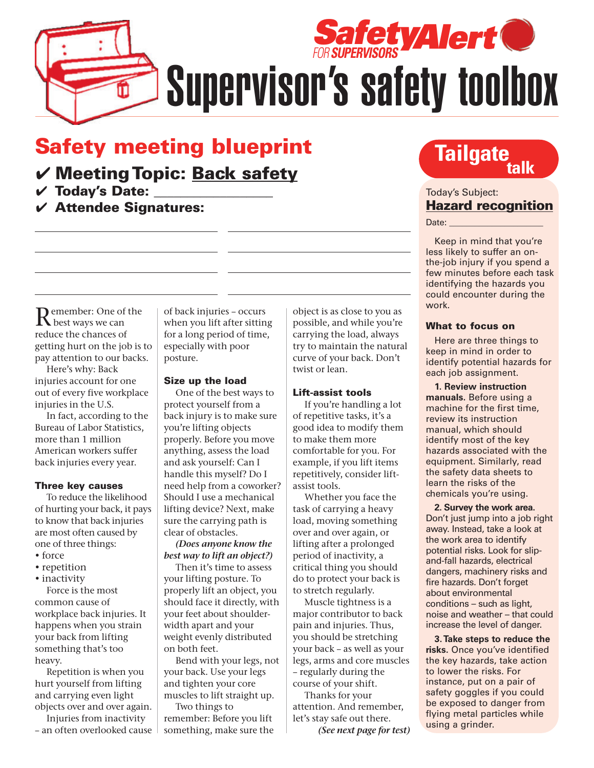SafetyAlert FOR SUPERVISORS

# Supervisor's safety toolbox

## Safety meeting blueprint

✔ **Meeting Topic: Back safety**

✔ **Today's Date:** ________________

✔ **Attendee Signatures:**

______________________ ______________________

______________________ ______________________

______________________ ______________________

______________________ ______________________

Remember: One of the best ways we can reduce the chances of getting hurt on the job is to pay attention to our backs.

Here's why: Back injuries account for one out of every five workplace injuries in the U.S.

In fact, according to the Bureau of Labor Statistics, more than 1 million American workers suffer back injuries every year.

### Three key causes

To reduce the likelihood of hurting your back, it pays to know that back injuries are most often caused by one of three things:

- force
- repetition
- inactivity

Force is the most common cause of workplace back injuries. It happens when you strain your back from lifting something that's too heavy.

Repetition is when you hurt yourself from lifting and carrying even light objects over and over again.

Injuries from inactivity – an often overlooked cause of back injuries – occurs when you lift after sitting for a long period of time, especially with poor posture.

### Size up the load

One of the best ways to protect yourself from a back injury is to make sure you're lifting objects properly. Before you move anything, assess the load and ask yourself: Can I handle this myself? Do I need help from a coworker? Should I use a mechanical lifting device? Next, make sure the carrying path is clear of obstacles.

***(Does anyone know the best way to lift an object?)***

Then it's time to assess your lifting posture. To properly lift an object, you should face it directly, with your feet about shoulder-width apart and your weight evenly distributed on both feet.

Bend with your legs, not your back. Use your legs and tighten your core muscles to lift straight up.

Two things to remember: Before you lift something, make sure the object is as close to you as possible, and while you're carrying the load, always try to maintain the natural curve of your back. Don't twist or lean.

### Lift-assist tools

If you're handling a lot of repetitive tasks, it's a good idea to modify them to make them more comfortable for you. For example, if you lift items repetitively, consider lift-assist tools.

Whether you face the task of carrying a heavy load, moving something over and over again, or lifting after a prolonged period of inactivity, a critical thing you should do to protect your back is to stretch regularly.

Muscle tightness is a major contributor to back pain and injuries. Thus, you should be stretching your back – as well as your legs, arms and core muscles – regularly during the course of your shift.

Thanks for your attention. And remember, let's stay safe out there.

***(See next page for test)***

---

## Tailgate talk

Today's Subject: **Hazard recognition**

Date: ________________

Keep in mind that you're less likely to suffer an on-the-job injury if you spend a few minutes before each task identifying the hazards you could encounter during the work.

### What to focus on

Here are three things to keep in mind in order to identify potential hazards for each job assignment.

**1. Review instruction manuals.** Before using a machine for the first time, review its instruction manual, which should identify most of the key hazards associated with the equipment. Similarly, read the safety data sheets to learn the risks of the chemicals you're using.

**2. Survey the work area.** Don't just jump into a job right away. Instead, take a look at the work area to identify potential risks. Look for slip-and-fall hazards, electrical dangers, machinery risks and fire hazards. Don't forget about environmental conditions – such as light, noise and weather – that could increase the level of danger.

**3. Take steps to reduce the risks.** Once you've identified the key hazards, take action to lower the risks. For instance, put on a pair of safety goggles if you could be exposed to danger from flying metal particles while using a grinder.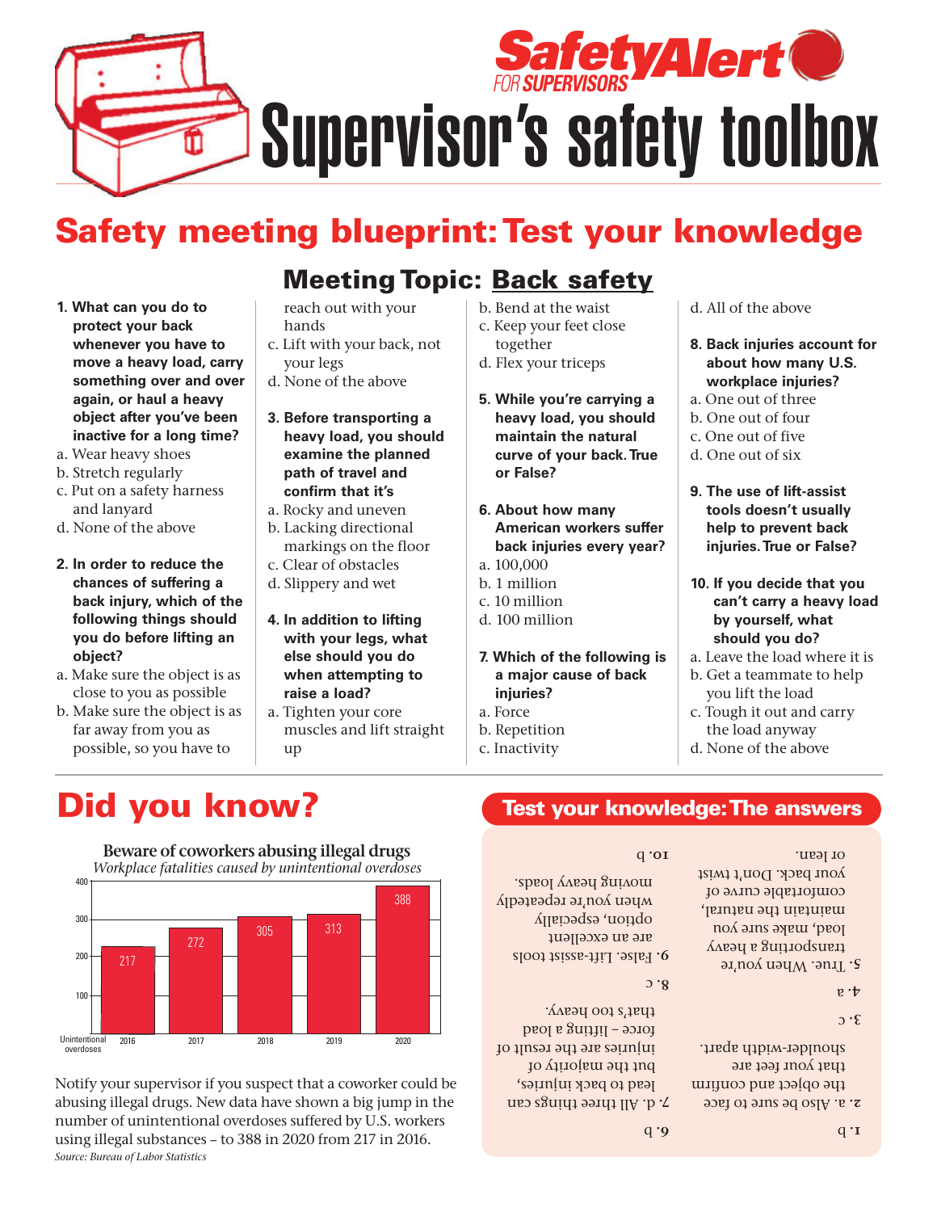# Supervisor's safety toolbox

SafetyAlert FOR SUPERVISORS

## Safety meeting blueprint: Test your knowledge

### Meeting Topic: Back safety

**1. What can you do to protect your back whenever you have to move a heavy load, carry something over and over again, or haul a heavy object after you've been inactive for a long time?**

a. Wear heavy shoes
b. Stretch regularly
c. Put on a safety harness and lanyard
d. None of the above

**2. In order to reduce the chances of suffering a back injury, which of the following things should you do before lifting an object?**

a. Make sure the object is as close to you as possible
b. Make sure the object is as far away from you as possible, so you have to reach out with your hands
c. Lift with your back, not your legs
d. None of the above

**3. Before transporting a heavy load, you should examine the planned path of travel and confirm that it's**

a. Rocky and uneven
b. Lacking directional markings on the floor
c. Clear of obstacles
d. Slippery and wet

**4. In addition to lifting with your legs, what else should you do when attempting to raise a load?**

a. Tighten your core muscles and lift straight up
b. Bend at the waist
c. Keep your feet close together
d. Flex your triceps

**5. While you're carrying a heavy load, you should maintain the natural curve of your back. True or False?**

**6. About how many American workers suffer back injuries every year?**

a. 100,000
b. 1 million
c. 10 million
d. 100 million

**7. Which of the following is a major cause of back injuries?**

a. Force
b. Repetition
c. Inactivity
d. All of the above

**8. Back injuries account for about how many U.S. workplace injuries?**

a. One out of three
b. One out of four
c. One out of five
d. One out of six

**9. The use of lift-assist tools doesn't usually help to prevent back injuries. True or False?**

**10. If you decide that you can't carry a heavy load by yourself, what should you do?**

a. Leave the load where it is
b. Get a teammate to help you lift the load
c. Tough it out and carry the load anyway
d. None of the above

## Did you know?

Beware of coworkers abusing illegal drugs

*Workplace fatalities caused by unintentional overdoses*

400
300
200
100
Unintentional overdoses
2016: 217
2017: 272
2018: 305
2019: 313
2020: 388

Notify your supervisor if you suspect that a coworker could be abusing illegal drugs. New data have shown a big jump in the number of unintentional overdoses suffered by U.S. workers using illegal substances – to 388 in 2020 from 217 in 2016.

*Source: Bureau of Labor Statistics*

## Test your knowledge: The answers

1. b
2. a. Also be sure to face the object and confirm that your feet are shoulder-width apart.
3. c
4. a
5. True. When you're transporting a heavy load, make sure you maintain the natural, comfortable curve of your back. Don't twist or lean.
6. b
7. d. All three things can lead to back injuries, but the majority of injuries are the result of force – lifting a load that's too heavy.
8. c
9. False. Lift-assist tools are an excellent option, especially when you're repeatedly moving heavy loads.
10. b